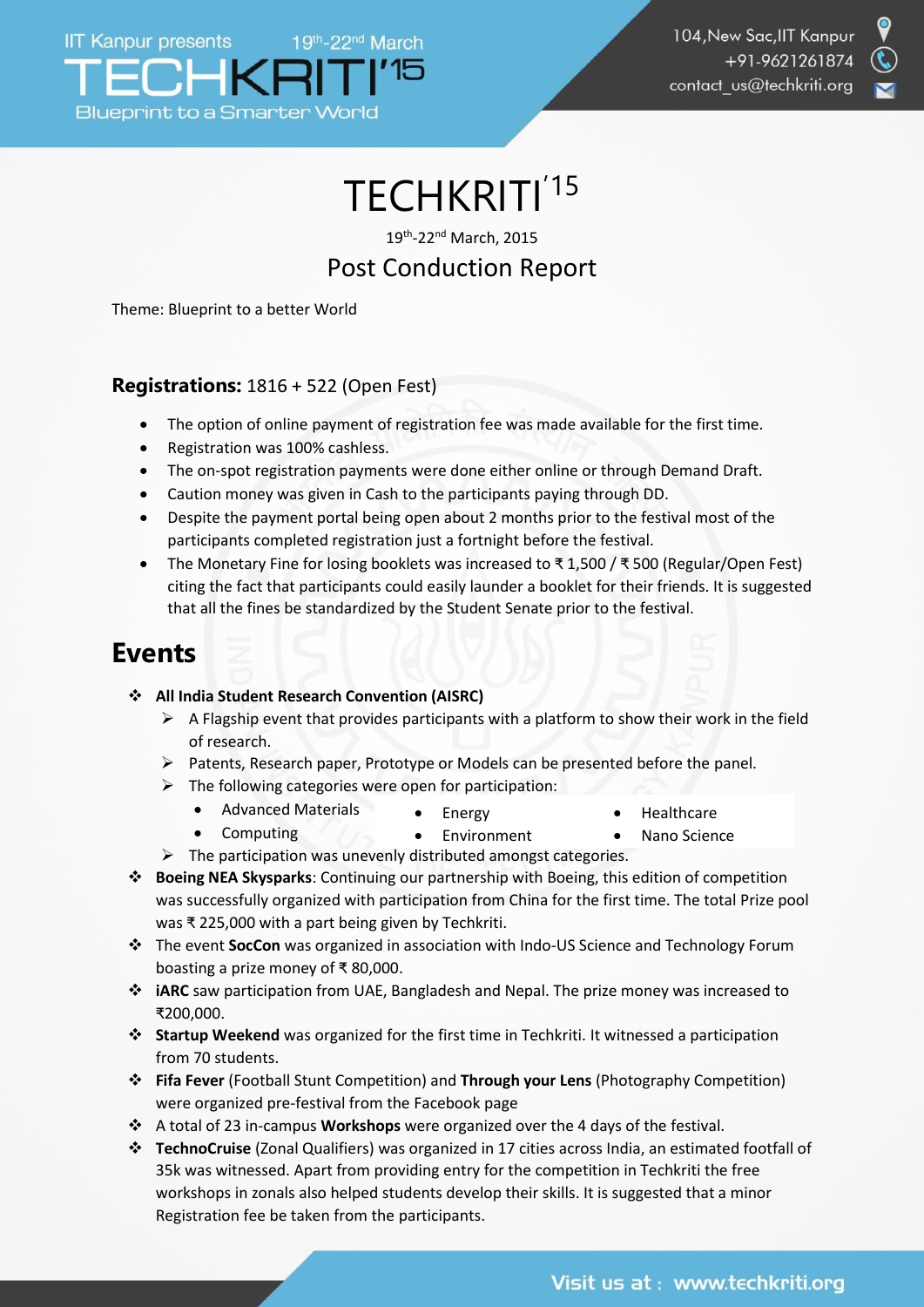# TECHKRITI'15

19th-22nd March, 2015

## Post Conduction Report

Theme: Blueprint to a better World

**Registrations:** 1816 + 522 (Open Fest)

- The option of online payment of registration fee was made available for the first time.
- Registration was 100% cashless.
- The on-spot registration payments were done either online or through Demand Draft.
- Caution money was given in Cash to the participants paying through DD.
- Despite the payment portal being open about 2 months prior to the festival most of the participants completed registration just a fortnight before the festival.
- The Monetary Fine for losing booklets was increased to ₹ 1,500 / ₹ 500 (Regular/Open Fest) citing the fact that participants could easily launder a booklet for their friends. It is suggested that all the fines be standardized by the Student Senate prior to the festival.

## Events

- **All India Student Research Convention (AISRC)**
  - A Flagship event that provides participants with a platform to show their work in the field of research.
  - Patents, Research paper, Prototype or Models can be presented before the panel.
  - The following categories were open for participation:
    - Advanced Materials
    - Computing
    - Energy
    - Environment
    - Healthcare
    - Nano Science
  - The participation was unevenly distributed amongst categories.
- **Boeing NEA Skysparks**: Continuing our partnership with Boeing, this edition of competition was successfully organized with participation from China for the first time. The total Prize pool was ₹ 225,000 with a part being given by Techkriti.
- The event **SocCon** was organized in association with Indo-US Science and Technology Forum boasting a prize money of ₹ 80,000.
- **iARC** saw participation from UAE, Bangladesh and Nepal. The prize money was increased to ₹200,000.
- **Startup Weekend** was organized for the first time in Techkriti. It witnessed a participation from 70 students.
- **Fifa Fever** (Football Stunt Competition) and **Through your Lens** (Photography Competition) were organized pre-festival from the Facebook page
- A total of 23 in-campus **Workshops** were organized over the 4 days of the festival.
- **TechnoCruise** (Zonal Qualifiers) was organized in 17 cities across India, an estimated footfall of 35k was witnessed. Apart from providing entry for the competition in Techkriti the free workshops in zonals also helped students develop their skills. It is suggested that a minor Registration fee be taken from the participants.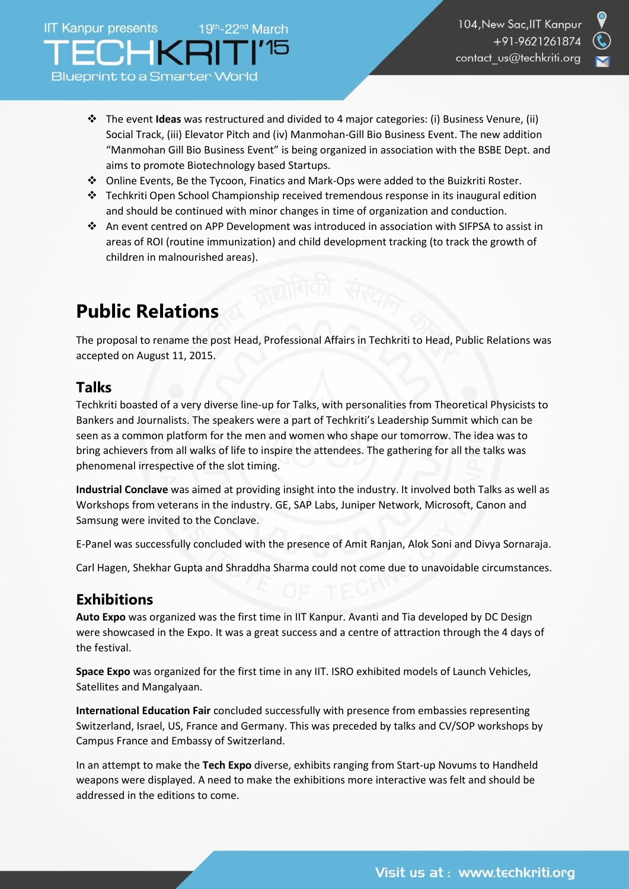- The event **Ideas** was restructured and divided to 4 major categories: (i) Business Venure, (ii) Social Track, (iii) Elevator Pitch and (iv) Manmohan-Gill Bio Business Event. The new addition "Manmohan Gill Bio Business Event" is being organized in association with the BSBE Dept. and aims to promote Biotechnology based Startups.
- Online Events, Be the Tycoon, Finatics and Mark-Ops were added to the Buizkriti Roster.
- Techkriti Open School Championship received tremendous response in its inaugural edition and should be continued with minor changes in time of organization and conduction.
- An event centred on APP Development was introduced in association with SIFPSA to assist in areas of ROI (routine immunization) and child development tracking (to track the growth of children in malnourished areas).

# Public Relations

The proposal to rename the post Head, Professional Affairs in Techkriti to Head, Public Relations was accepted on August 11, 2015.

## Talks

Techkriti boasted of a very diverse line-up for Talks, with personalities from Theoretical Physicists to Bankers and Journalists. The speakers were a part of Techkriti's Leadership Summit which can be seen as a common platform for the men and women who shape our tomorrow. The idea was to bring achievers from all walks of life to inspire the attendees. The gathering for all the talks was phenomenal irrespective of the slot timing.

**Industrial Conclave** was aimed at providing insight into the industry. It involved both Talks as well as Workshops from veterans in the industry. GE, SAP Labs, Juniper Network, Microsoft, Canon and Samsung were invited to the Conclave.

E-Panel was successfully concluded with the presence of Amit Ranjan, Alok Soni and Divya Sornaraja.

Carl Hagen, Shekhar Gupta and Shraddha Sharma could not come due to unavoidable circumstances.

## Exhibitions

**Auto Expo** was organized was the first time in IIT Kanpur. Avanti and Tia developed by DC Design were showcased in the Expo. It was a great success and a centre of attraction through the 4 days of the festival.

**Space Expo** was organized for the first time in any IIT. ISRO exhibited models of Launch Vehicles, Satellites and Mangalyaan.

**International Education Fair** concluded successfully with presence from embassies representing Switzerland, Israel, US, France and Germany. This was preceded by talks and CV/SOP workshops by Campus France and Embassy of Switzerland.

In an attempt to make the **Tech Expo** diverse, exhibits ranging from Start-up Novums to Handheld weapons were displayed. A need to make the exhibitions more interactive was felt and should be addressed in the editions to come.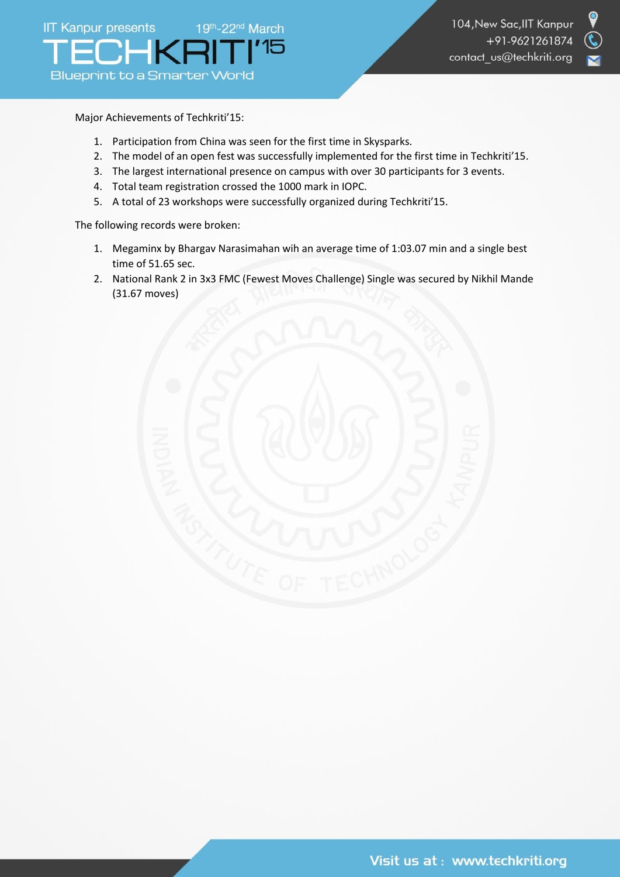Major Achievements of Techkriti'15:

1. Participation from China was seen for the first time in Skysparks.
2. The model of an open fest was successfully implemented for the first time in Techkriti'15.
3. The largest international presence on campus with over 30 participants for 3 events.
4. Total team registration crossed the 1000 mark in IOPC.
5. A total of 23 workshops were successfully organized during Techkriti'15.

The following records were broken:

1. Megaminx by Bhargav Narasimahan wih an average time of 1:03.07 min and a single best time of 51.65 sec.
2. National Rank 2 in 3x3 FMC (Fewest Moves Challenge) Single was secured by Nikhil Mande (31.67 moves)